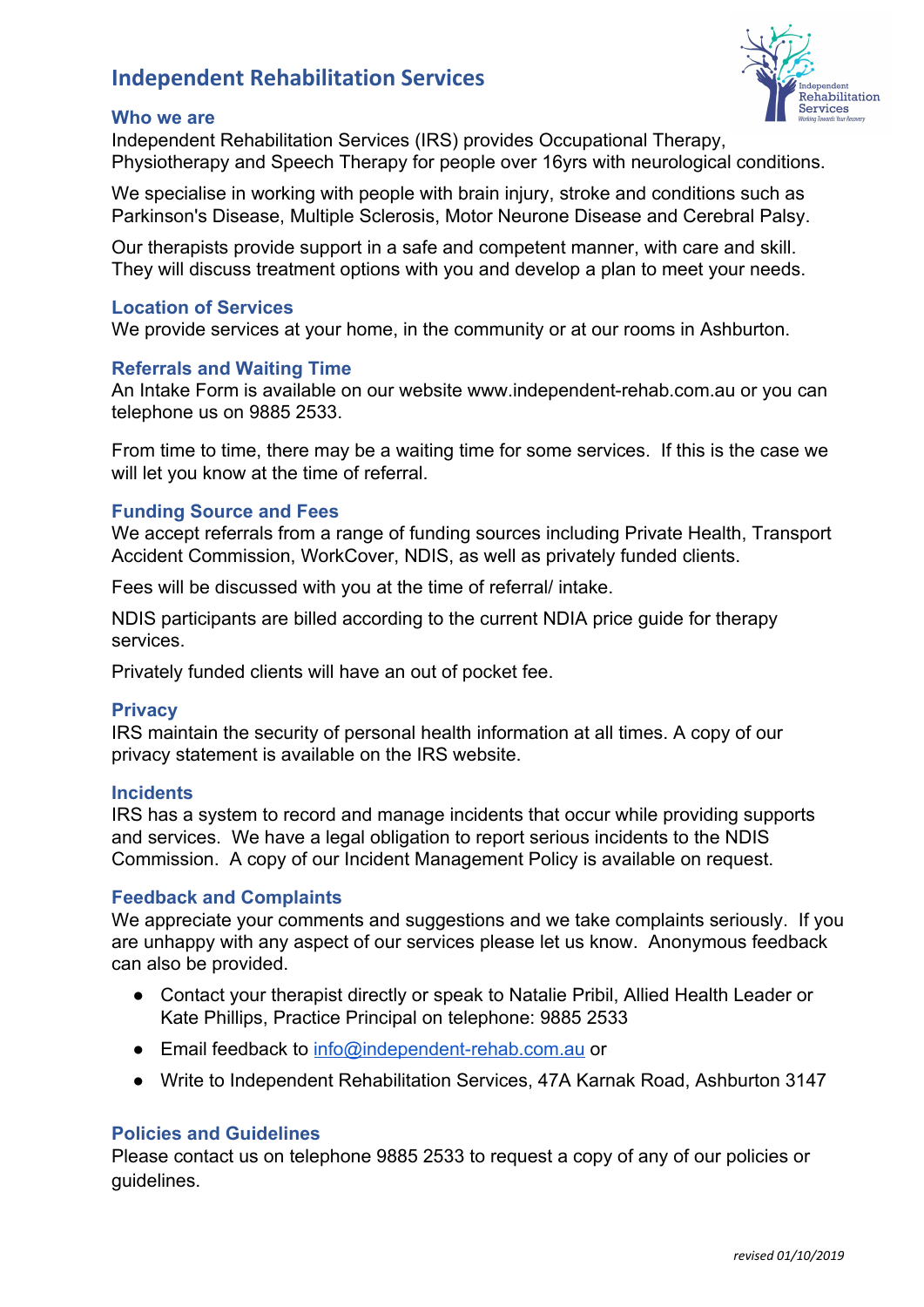# Independent Rehabilitation Services

## Who we are

Independent Rehabilitation Services (IRS) provides Occupational Therapy, Physiotherapy and Speech Therapy for people over 16yrs with neurological conditions.

We specialise in working with people with brain injury, stroke and conditions such as Parkinson's Disease, Multiple Sclerosis, Motor Neurone Disease and Cerebral Palsy.

Our therapists provide support in a safe and competent manner, with care and skill. They will discuss treatment options with you and develop a plan to meet your needs.

## Location of Services

We provide services at your home, in the community or at our rooms in Ashburton.

## Referrals and Waiting Time

An Intake Form is available on our website www.independent-rehab.com.au or you can telephone us on 9885 2533.

From time to time, there may be a waiting time for some services. If this is the case we will let you know at the time of referral.

## Funding Source and Fees

We accept referrals from a range of funding sources including Private Health, Transport Accident Commission, WorkCover, NDIS, as well as privately funded clients.

Fees will be discussed with you at the time of referral/ intake.

NDIS participants are billed according to the current NDIA price guide for therapy services.

Privately funded clients will have an out of pocket fee.

## Privacy

IRS maintain the security of personal health information at all times. A copy of our privacy statement is available on the IRS website.

## Incidents

IRS has a system to record and manage incidents that occur while providing supports and services. We have a legal obligation to report serious incidents to the NDIS Commission. A copy of our Incident Management Policy is available on request.

## Feedback and Complaints

We appreciate your comments and suggestions and we take complaints seriously. If you are unhappy with any aspect of our services please let us know. Anonymous feedback can also be provided.

- Contact your therapist directly or speak to Natalie Pribil, Allied Health Leader or Kate Phillips, Practice Principal on telephone: 9885 2533
- Email feedback to info@independent-rehab.com.au or
- Write to Independent Rehabilitation Services, 47A Karnak Road, Ashburton 3147

## Policies and Guidelines

Please contact us on telephone 9885 2533 to request a copy of any of our policies or guidelines.

*revised 01/10/2019*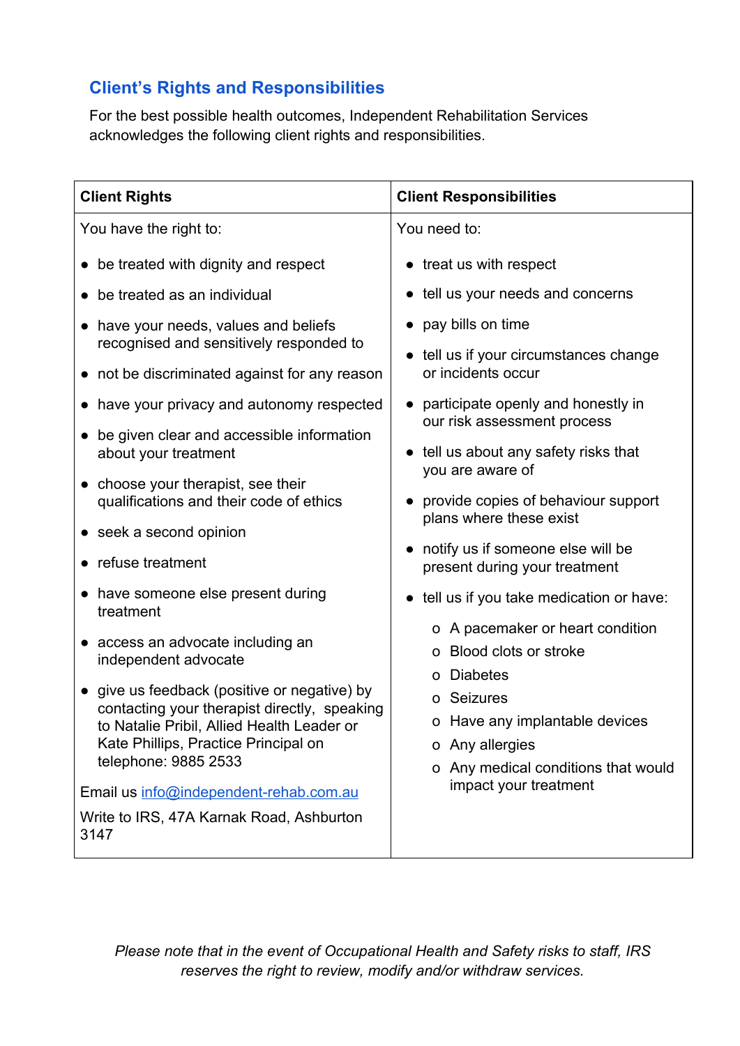## Client's Rights and Responsibilities

For the best possible health outcomes, Independent Rehabilitation Services acknowledges the following client rights and responsibilities.

| Client Rights | Client Responsibilities |
|---|---|
| You have the right to:<br><br>• be treated with dignity and respect<br>• be treated as an individual<br>• have your needs, values and beliefs recognised and sensitively responded to<br>• not be discriminated against for any reason<br>• have your privacy and autonomy respected<br>• be given clear and accessible information about your treatment<br>• choose your therapist, see their qualifications and their code of ethics<br>• seek a second opinion<br>• refuse treatment<br>• have someone else present during treatment<br>• access an advocate including an independent advocate<br>• give us feedback (positive or negative) by contacting your therapist directly, speaking to Natalie Pribil, Allied Health Leader or Kate Phillips, Practice Principal on telephone: 9885 2533<br><br>Email us info@independent-rehab.com.au<br><br>Write to IRS, 47A Karnak Road, Ashburton 3147 | You need to:<br><br>• treat us with respect<br>• tell us your needs and concerns<br>• pay bills on time<br>• tell us if your circumstances change or incidents occur<br>• participate openly and honestly in our risk assessment process<br>• tell us about any safety risks that you are aware of<br>• provide copies of behaviour support plans where these exist<br>• notify us if someone else will be present during your treatment<br>• tell us if you take medication or have:<br>&nbsp;&nbsp;o A pacemaker or heart condition<br>&nbsp;&nbsp;o Blood clots or stroke<br>&nbsp;&nbsp;o Diabetes<br>&nbsp;&nbsp;o Seizures<br>&nbsp;&nbsp;o Have any implantable devices<br>&nbsp;&nbsp;o Any allergies<br>&nbsp;&nbsp;o Any medical conditions that would impact your treatment |

*Please note that in the event of Occupational Health and Safety risks to staff, IRS reserves the right to review, modify and/or withdraw services.*